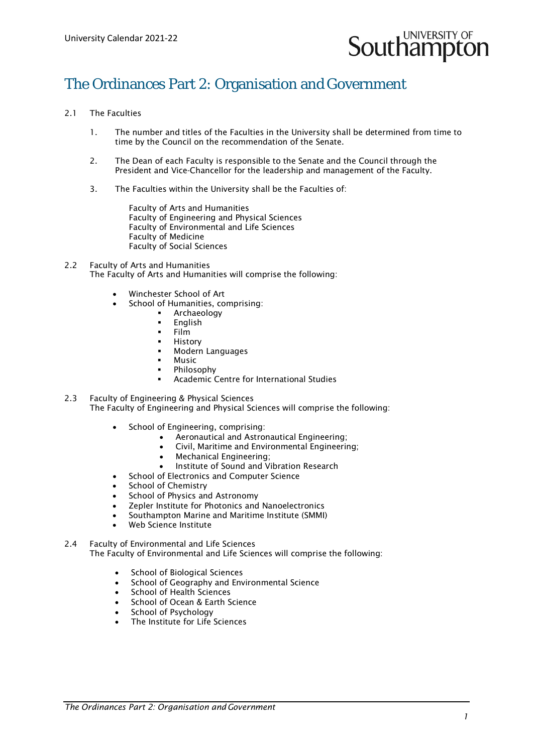# The Ordinances Part 2: Organisation and Government

2.1 The Faculties

1. The number and titles of the Faculties in the University shall be determined from time to time by the Council on the recommendation of the Senate.

2. The Dean of each Faculty is responsible to the Senate and the Council through the President and Vice-Chancellor for the leadership and management of the Faculty.

3. The Faculties within the University shall be the Faculties of:

   Faculty of Arts and Humanities
   Faculty of Engineering and Physical Sciences
   Faculty of Environmental and Life Sciences
   Faculty of Medicine
   Faculty of Social Sciences

2.2 Faculty of Arts and Humanities
The Faculty of Arts and Humanities will comprise the following:

- Winchester School of Art
- School of Humanities, comprising:
  - Archaeology
  - English
  - Film
  - History
  - Modern Languages
  - Music
  - Philosophy
  - Academic Centre for International Studies

2.3 Faculty of Engineering & Physical Sciences
The Faculty of Engineering and Physical Sciences will comprise the following:

- School of Engineering, comprising:
  - Aeronautical and Astronautical Engineering;
  - Civil, Maritime and Environmental Engineering;
  - Mechanical Engineering;
  - Institute of Sound and Vibration Research
- School of Electronics and Computer Science
- School of Chemistry
- School of Physics and Astronomy
- Zepler Institute for Photonics and Nanoelectronics
- Southampton Marine and Maritime Institute (SMMI)
- Web Science Institute

2.4 Faculty of Environmental and Life Sciences
The Faculty of Environmental and Life Sciences will comprise the following:

- School of Biological Sciences
- School of Geography and Environmental Science
- School of Health Sciences
- School of Ocean & Earth Science
- School of Psychology
- The Institute for Life Sciences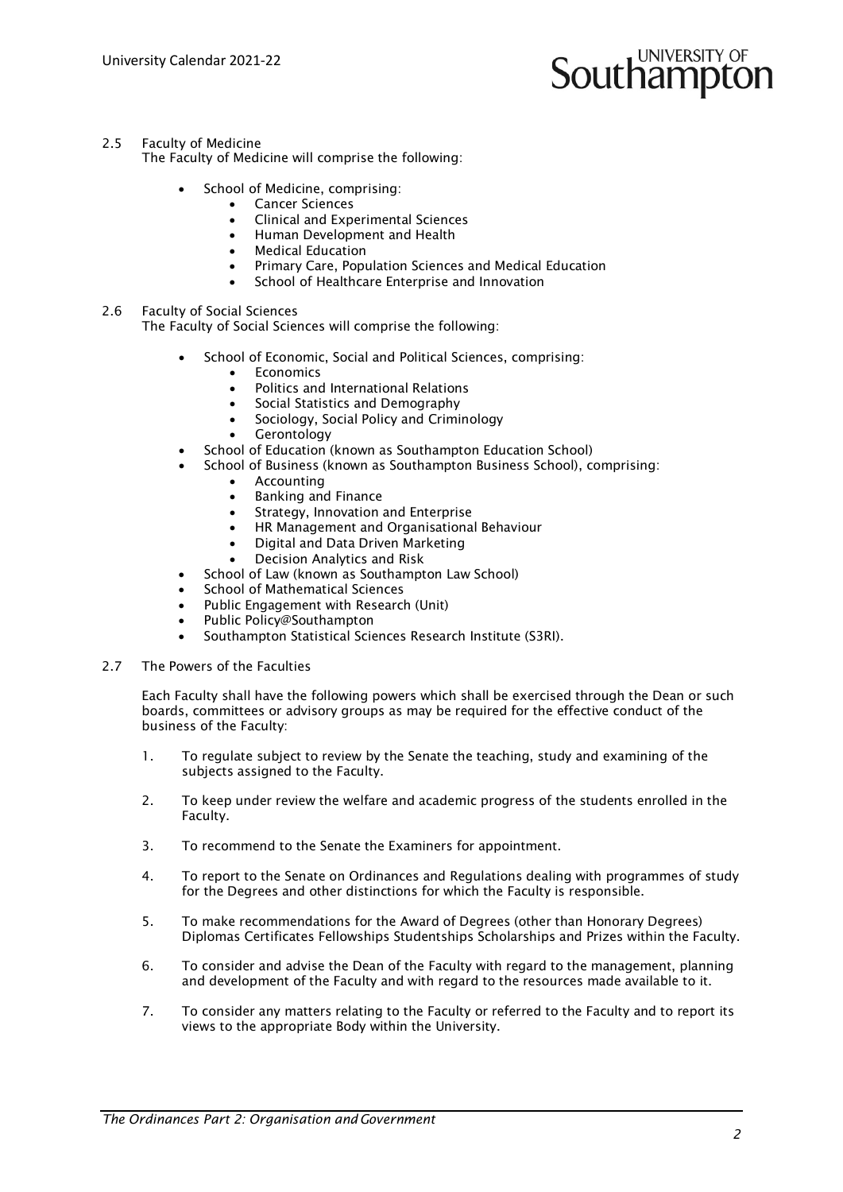## 2.5 Faculty of Medicine

The Faculty of Medicine will comprise the following:

- School of Medicine, comprising:
  - Cancer Sciences
  - Clinical and Experimental Sciences
  - Human Development and Health
  - Medical Education
  - Primary Care, Population Sciences and Medical Education
  - School of Healthcare Enterprise and Innovation

## 2.6 Faculty of Social Sciences

The Faculty of Social Sciences will comprise the following:

- School of Economic, Social and Political Sciences, comprising:
  - Economics
  - Politics and International Relations
  - Social Statistics and Demography
  - Sociology, Social Policy and Criminology
  - Gerontology
- School of Education (known as Southampton Education School)
- School of Business (known as Southampton Business School), comprising:
  - Accounting
  - Banking and Finance
  - Strategy, Innovation and Enterprise
  - HR Management and Organisational Behaviour
  - Digital and Data Driven Marketing
  - Decision Analytics and Risk
- School of Law (known as Southampton Law School)
- School of Mathematical Sciences
- Public Engagement with Research (Unit)
- Public Policy@Southampton
- Southampton Statistical Sciences Research Institute (S3RI).

## 2.7 The Powers of the Faculties

Each Faculty shall have the following powers which shall be exercised through the Dean or such boards, committees or advisory groups as may be required for the effective conduct of the business of the Faculty:

1. To regulate subject to review by the Senate the teaching, study and examining of the subjects assigned to the Faculty.
2. To keep under review the welfare and academic progress of the students enrolled in the Faculty.
3. To recommend to the Senate the Examiners for appointment.
4. To report to the Senate on Ordinances and Regulations dealing with programmes of study for the Degrees and other distinctions for which the Faculty is responsible.
5. To make recommendations for the Award of Degrees (other than Honorary Degrees) Diplomas Certificates Fellowships Studentships Scholarships and Prizes within the Faculty.
6. To consider and advise the Dean of the Faculty with regard to the management, planning and development of the Faculty and with regard to the resources made available to it.
7. To consider any matters relating to the Faculty or referred to the Faculty and to report its views to the appropriate Body within the University.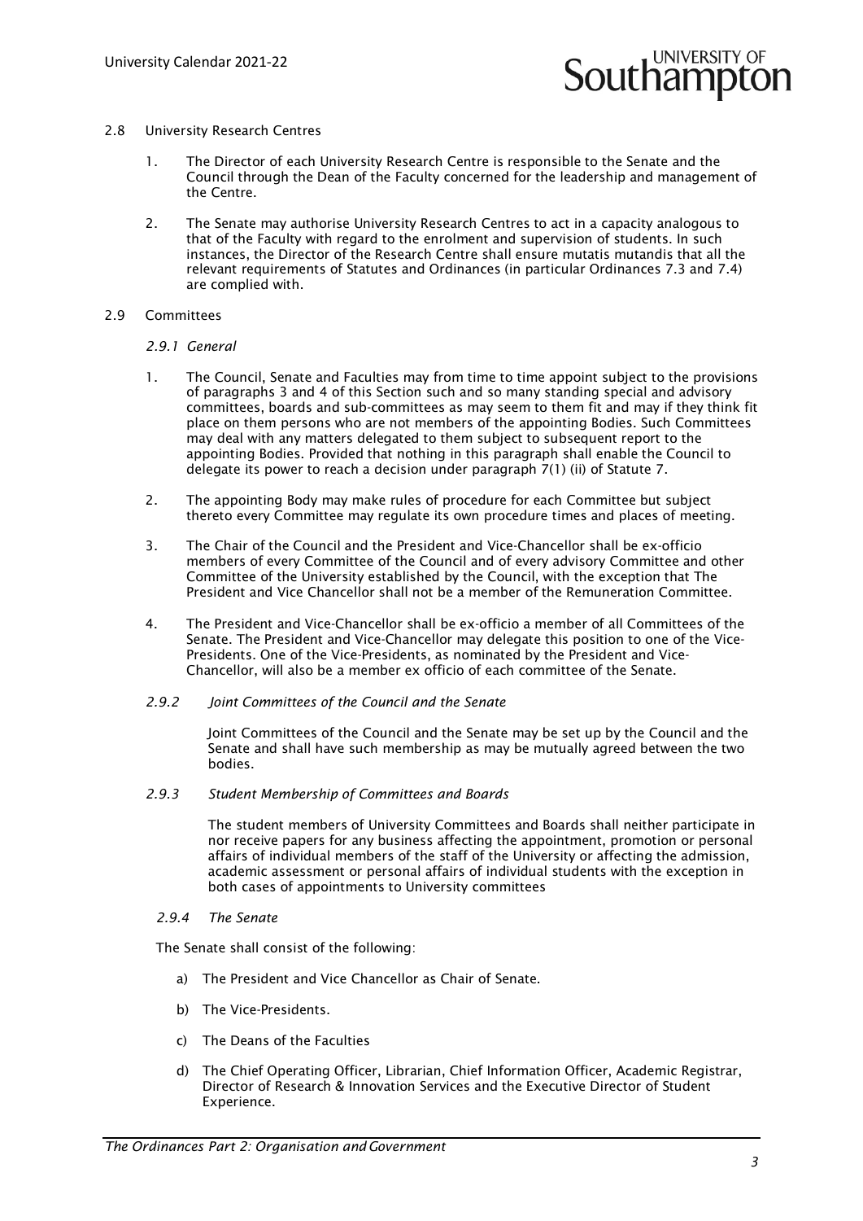## 2.8 University Research Centres

1. The Director of each University Research Centre is responsible to the Senate and the Council through the Dean of the Faculty concerned for the leadership and management of the Centre.

2. The Senate may authorise University Research Centres to act in a capacity analogous to that of the Faculty with regard to the enrolment and supervision of students. In such instances, the Director of the Research Centre shall ensure mutatis mutandis that all the relevant requirements of Statutes and Ordinances (in particular Ordinances 7.3 and 7.4) are complied with.

## 2.9 Committees

### *2.9.1 General*

1. The Council, Senate and Faculties may from time to time appoint subject to the provisions of paragraphs 3 and 4 of this Section such and so many standing special and advisory committees, boards and sub-committees as may seem to them fit and may if they think fit place on them persons who are not members of the appointing Bodies. Such Committees may deal with any matters delegated to them subject to subsequent report to the appointing Bodies. Provided that nothing in this paragraph shall enable the Council to delegate its power to reach a decision under paragraph 7(1) (ii) of Statute 7.

2. The appointing Body may make rules of procedure for each Committee but subject thereto every Committee may regulate its own procedure times and places of meeting.

3. The Chair of the Council and the President and Vice-Chancellor shall be ex-officio members of every Committee of the Council and of every advisory Committee and other Committee of the University established by the Council, with the exception that The President and Vice Chancellor shall not be a member of the Remuneration Committee.

4. The President and Vice-Chancellor shall be ex-officio a member of all Committees of the Senate. The President and Vice-Chancellor may delegate this position to one of the Vice-Presidents. One of the Vice-Presidents, as nominated by the President and Vice-Chancellor, will also be a member ex officio of each committee of the Senate.

### *2.9.2 Joint Committees of the Council and the Senate*

Joint Committees of the Council and the Senate may be set up by the Council and the Senate and shall have such membership as may be mutually agreed between the two bodies.

### *2.9.3 Student Membership of Committees and Boards*

The student members of University Committees and Boards shall neither participate in nor receive papers for any business affecting the appointment, promotion or personal affairs of individual members of the staff of the University or affecting the admission, academic assessment or personal affairs of individual students with the exception in both cases of appointments to University committees

### *2.9.4 The Senate*

The Senate shall consist of the following:

a) The President and Vice Chancellor as Chair of Senate.

b) The Vice-Presidents.

c) The Deans of the Faculties

d) The Chief Operating Officer, Librarian, Chief Information Officer, Academic Registrar, Director of Research & Innovation Services and the Executive Director of Student Experience.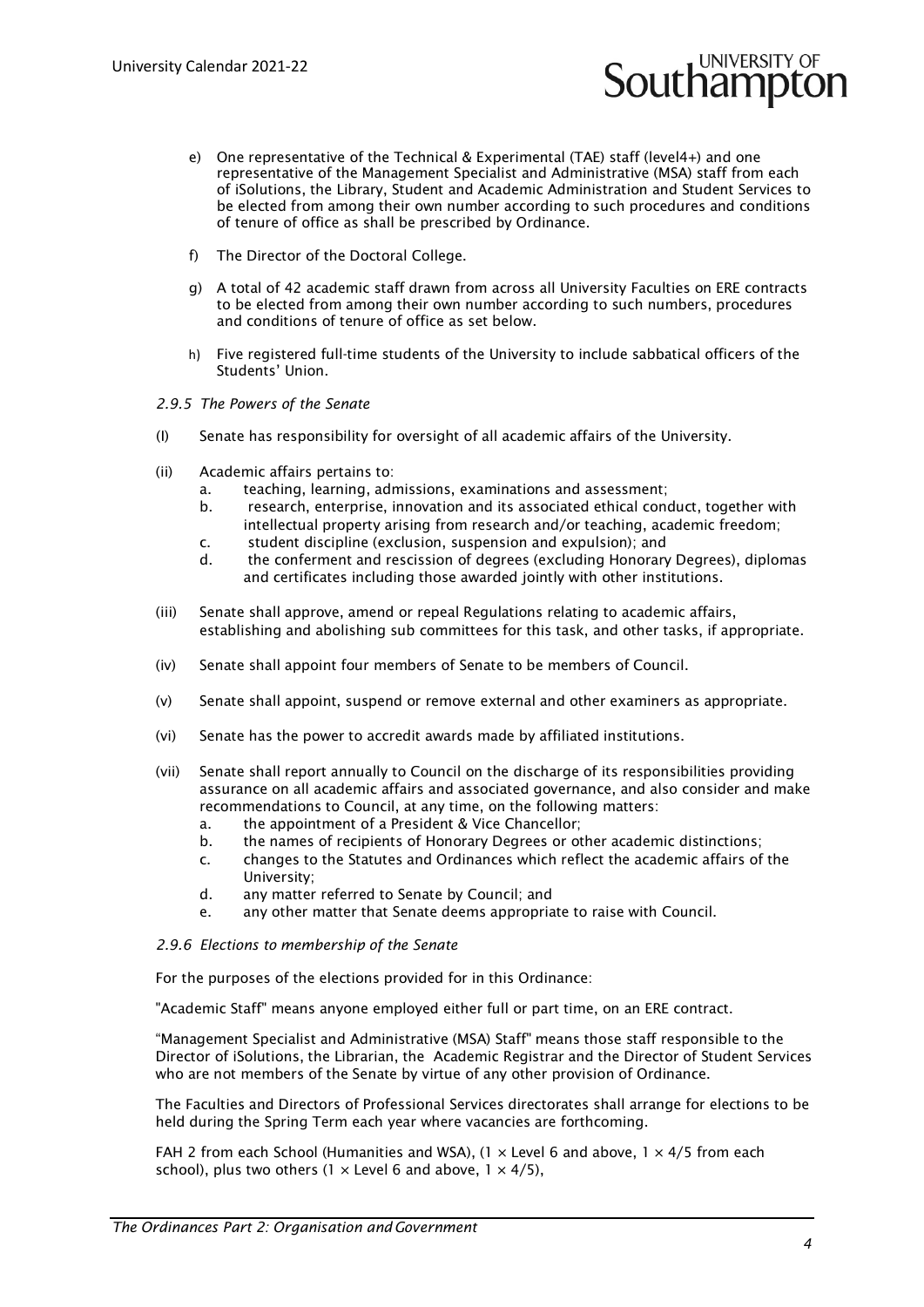e) One representative of the Technical & Experimental (TAE) staff (level4+) and one representative of the Management Specialist and Administrative (MSA) staff from each of iSolutions, the Library, Student and Academic Administration and Student Services to be elected from among their own number according to such procedures and conditions of tenure of office as shall be prescribed by Ordinance.

f) The Director of the Doctoral College.

g) A total of 42 academic staff drawn from across all University Faculties on ERE contracts to be elected from among their own number according to such numbers, procedures and conditions of tenure of office as set below.

h) Five registered full-time students of the University to include sabbatical officers of the Students' Union.

*2.9.5 The Powers of the Senate*

(I) Senate has responsibility for oversight of all academic affairs of the University.

(ii) Academic affairs pertains to:
   a. teaching, learning, admissions, examinations and assessment;
   b. research, enterprise, innovation and its associated ethical conduct, together with intellectual property arising from research and/or teaching, academic freedom;
   c. student discipline (exclusion, suspension and expulsion); and
   d. the conferment and rescission of degrees (excluding Honorary Degrees), diplomas and certificates including those awarded jointly with other institutions.

(iii) Senate shall approve, amend or repeal Regulations relating to academic affairs, establishing and abolishing sub committees for this task, and other tasks, if appropriate.

(iv) Senate shall appoint four members of Senate to be members of Council.

(v) Senate shall appoint, suspend or remove external and other examiners as appropriate.

(vi) Senate has the power to accredit awards made by affiliated institutions.

(vii) Senate shall report annually to Council on the discharge of its responsibilities providing assurance on all academic affairs and associated governance, and also consider and make recommendations to Council, at any time, on the following matters:
   a. the appointment of a President & Vice Chancellor;
   b. the names of recipients of Honorary Degrees or other academic distinctions;
   c. changes to the Statutes and Ordinances which reflect the academic affairs of the University;
   d. any matter referred to Senate by Council; and
   e. any other matter that Senate deems appropriate to raise with Council.

*2.9.6 Elections to membership of the Senate*

For the purposes of the elections provided for in this Ordinance:

"Academic Staff" means anyone employed either full or part time, on an ERE contract.

"Management Specialist and Administrative (MSA) Staff" means those staff responsible to the Director of iSolutions, the Librarian, the Academic Registrar and the Director of Student Services who are not members of the Senate by virtue of any other provision of Ordinance.

The Faculties and Directors of Professional Services directorates shall arrange for elections to be held during the Spring Term each year where vacancies are forthcoming.

FAH 2 from each School (Humanities and WSA), (1 × Level 6 and above, 1 × 4/5 from each school), plus two others (1 × Level 6 and above, 1 × 4/5),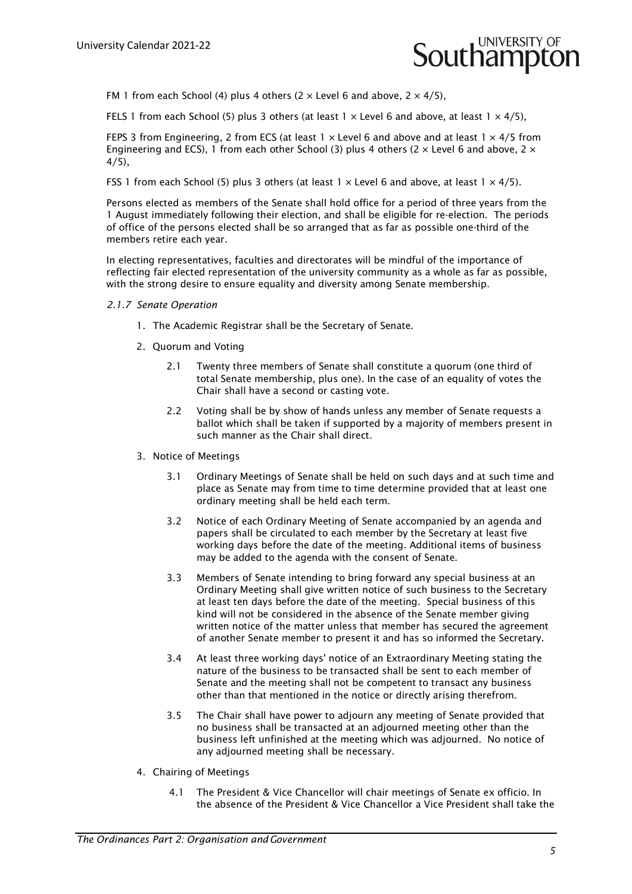FM 1 from each School (4) plus 4 others (2 × Level 6 and above, 2 × 4/5),

FELS 1 from each School (5) plus 3 others (at least 1 × Level 6 and above, at least 1 × 4/5),

FEPS 3 from Engineering, 2 from ECS (at least 1 × Level 6 and above and at least 1 × 4/5 from Engineering and ECS), 1 from each other School (3) plus 4 others (2 × Level 6 and above, 2 × 4/5),

FSS 1 from each School (5) plus 3 others (at least 1 × Level 6 and above, at least 1 × 4/5).

Persons elected as members of the Senate shall hold office for a period of three years from the 1 August immediately following their election, and shall be eligible for re-election. The periods of office of the persons elected shall be so arranged that as far as possible one-third of the members retire each year.

In electing representatives, faculties and directorates will be mindful of the importance of reflecting fair elected representation of the university community as a whole as far as possible, with the strong desire to ensure equality and diversity among Senate membership.

*2.1.7 Senate Operation*

1. The Academic Registrar shall be the Secretary of Senate.
2. Quorum and Voting
   - 2.1 Twenty three members of Senate shall constitute a quorum (one third of total Senate membership, plus one). In the case of an equality of votes the Chair shall have a second or casting vote.
   - 2.2 Voting shall be by show of hands unless any member of Senate requests a ballot which shall be taken if supported by a majority of members present in such manner as the Chair shall direct.
3. Notice of Meetings
   - 3.1 Ordinary Meetings of Senate shall be held on such days and at such time and place as Senate may from time to time determine provided that at least one ordinary meeting shall be held each term.
   - 3.2 Notice of each Ordinary Meeting of Senate accompanied by an agenda and papers shall be circulated to each member by the Secretary at least five working days before the date of the meeting. Additional items of business may be added to the agenda with the consent of Senate.
   - 3.3 Members of Senate intending to bring forward any special business at an Ordinary Meeting shall give written notice of such business to the Secretary at least ten days before the date of the meeting. Special business of this kind will not be considered in the absence of the Senate member giving written notice of the matter unless that member has secured the agreement of another Senate member to present it and has so informed the Secretary.
   - 3.4 At least three working days' notice of an Extraordinary Meeting stating the nature of the business to be transacted shall be sent to each member of Senate and the meeting shall not be competent to transact any business other than that mentioned in the notice or directly arising therefrom.
   - 3.5 The Chair shall have power to adjourn any meeting of Senate provided that no business shall be transacted at an adjourned meeting other than the business left unfinished at the meeting which was adjourned. No notice of any adjourned meeting shall be necessary.
4. Chairing of Meetings
   - 4.1 The President & Vice Chancellor will chair meetings of Senate ex officio. In the absence of the President & Vice Chancellor a Vice President shall take the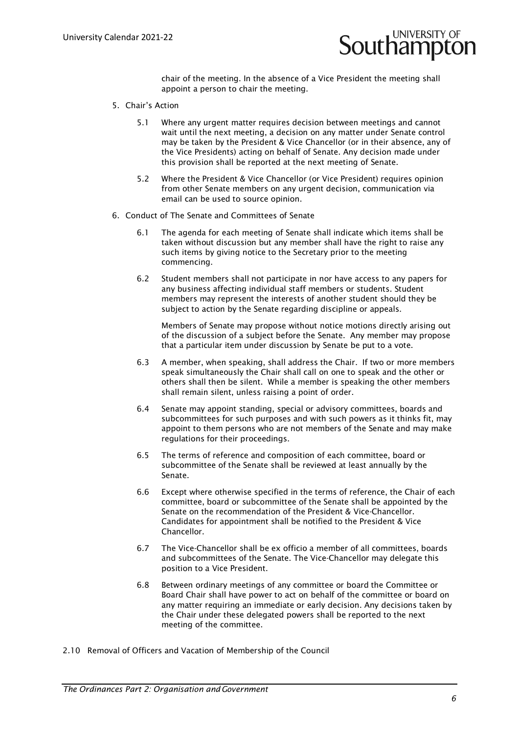chair of the meeting. In the absence of a Vice President the meeting shall appoint a person to chair the meeting.

5. Chair's Action

   5.1 Where any urgent matter requires decision between meetings and cannot wait until the next meeting, a decision on any matter under Senate control may be taken by the President & Vice Chancellor (or in their absence, any of the Vice Presidents) acting on behalf of Senate. Any decision made under this provision shall be reported at the next meeting of Senate.

   5.2 Where the President & Vice Chancellor (or Vice President) requires opinion from other Senate members on any urgent decision, communication via email can be used to source opinion.

6. Conduct of The Senate and Committees of Senate

   6.1 The agenda for each meeting of Senate shall indicate which items shall be taken without discussion but any member shall have the right to raise any such items by giving notice to the Secretary prior to the meeting commencing.

   6.2 Student members shall not participate in nor have access to any papers for any business affecting individual staff members or students. Student members may represent the interests of another student should they be subject to action by the Senate regarding discipline or appeals.

   Members of Senate may propose without notice motions directly arising out of the discussion of a subject before the Senate. Any member may propose that a particular item under discussion by Senate be put to a vote.

   6.3 A member, when speaking, shall address the Chair. If two or more members speak simultaneously the Chair shall call on one to speak and the other or others shall then be silent. While a member is speaking the other members shall remain silent, unless raising a point of order.

   6.4 Senate may appoint standing, special or advisory committees, boards and subcommittees for such purposes and with such powers as it thinks fit, may appoint to them persons who are not members of the Senate and may make regulations for their proceedings.

   6.5 The terms of reference and composition of each committee, board or subcommittee of the Senate shall be reviewed at least annually by the Senate.

   6.6 Except where otherwise specified in the terms of reference, the Chair of each committee, board or subcommittee of the Senate shall be appointed by the Senate on the recommendation of the President & Vice-Chancellor. Candidates for appointment shall be notified to the President & Vice Chancellor.

   6.7 The Vice-Chancellor shall be ex officio a member of all committees, boards and subcommittees of the Senate. The Vice-Chancellor may delegate this position to a Vice President.

   6.8 Between ordinary meetings of any committee or board the Committee or Board Chair shall have power to act on behalf of the committee or board on any matter requiring an immediate or early decision. Any decisions taken by the Chair under these delegated powers shall be reported to the next meeting of the committee.

2.10 Removal of Officers and Vacation of Membership of the Council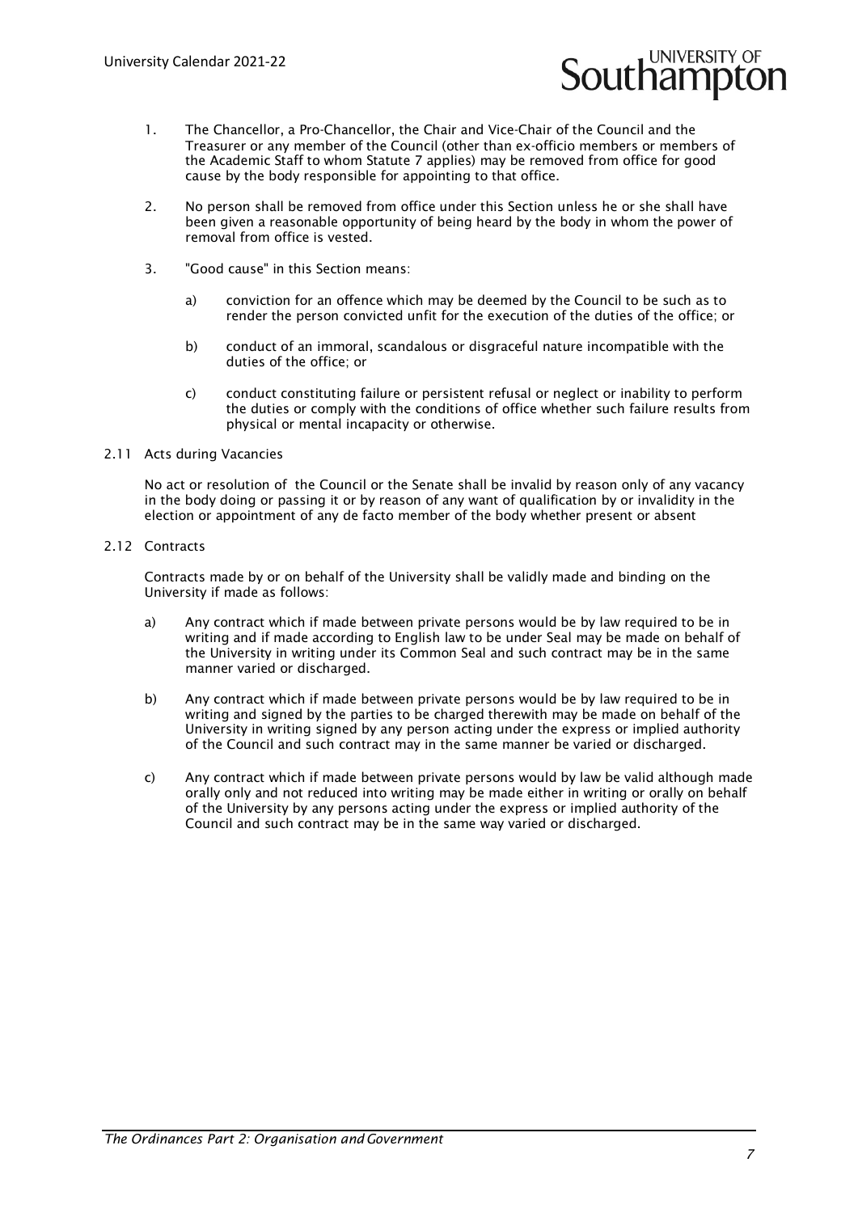1. The Chancellor, a Pro-Chancellor, the Chair and Vice-Chair of the Council and the Treasurer or any member of the Council (other than ex-officio members or members of the Academic Staff to whom Statute 7 applies) may be removed from office for good cause by the body responsible for appointing to that office.

2. No person shall be removed from office under this Section unless he or she shall have been given a reasonable opportunity of being heard by the body in whom the power of removal from office is vested.

3. "Good cause" in this Section means:

   a) conviction for an offence which may be deemed by the Council to be such as to render the person convicted unfit for the execution of the duties of the office; or

   b) conduct of an immoral, scandalous or disgraceful nature incompatible with the duties of the office; or

   c) conduct constituting failure or persistent refusal or neglect or inability to perform the duties or comply with the conditions of office whether such failure results from physical or mental incapacity or otherwise.

### 2.11 Acts during Vacancies

No act or resolution of the Council or the Senate shall be invalid by reason only of any vacancy in the body doing or passing it or by reason of any want of qualification by or invalidity in the election or appointment of any de facto member of the body whether present or absent

### 2.12 Contracts

Contracts made by or on behalf of the University shall be validly made and binding on the University if made as follows:

a) Any contract which if made between private persons would be by law required to be in writing and if made according to English law to be under Seal may be made on behalf of the University in writing under its Common Seal and such contract may be in the same manner varied or discharged.

b) Any contract which if made between private persons would be by law required to be in writing and signed by the parties to be charged therewith may be made on behalf of the University in writing signed by any person acting under the express or implied authority of the Council and such contract may in the same manner be varied or discharged.

c) Any contract which if made between private persons would by law be valid although made orally only and not reduced into writing may be made either in writing or orally on behalf of the University by any persons acting under the express or implied authority of the Council and such contract may be in the same way varied or discharged.